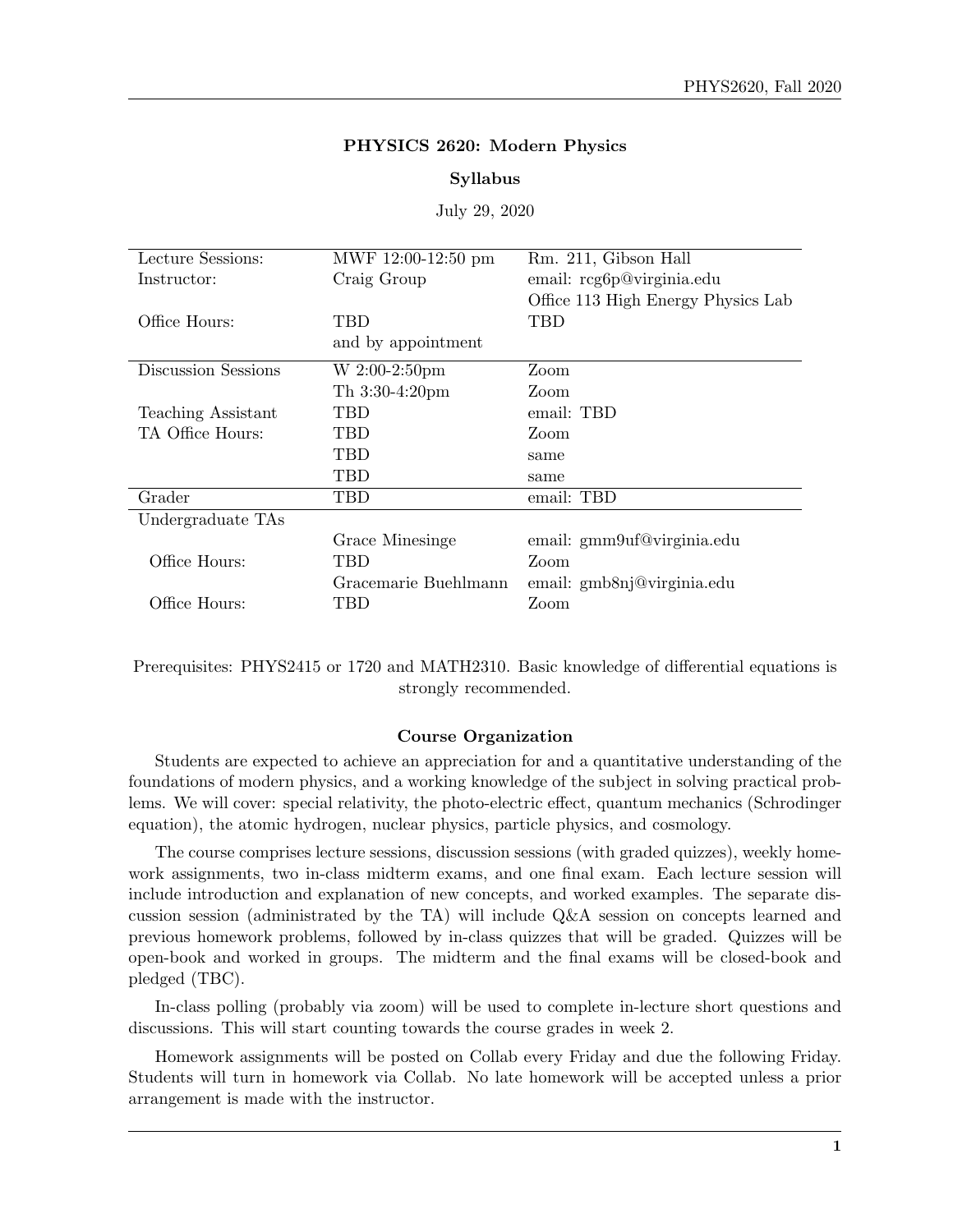# PHYSICS 2620: Modern Physics

## Syllabus

July 29, 2020

| | | |
|---|---|---|
| Lecture Sessions: | MWF 12:00-12:50 pm | Rm. 211, Gibson Hall |
| Instructor: | Craig Group | email: rcg6p@virginia.edu |
| | | Office 113 High Energy Physics Lab |
| Office Hours: | TBD | TBD |
| | and by appointment | |
| Discussion Sessions | W 2:00-2:50pm | Zoom |
| | Th 3:30-4:20pm | Zoom |
| Teaching Assistant | TBD | email: TBD |
| TA Office Hours: | TBD | Zoom |
| | TBD | same |
| | TBD | same |
| Grader | TBD | email: TBD |
| Undergraduate TAs | | |
| | Grace Minesinge | email: gmm9uf@virginia.edu |
| Office Hours: | TBD | Zoom |
| | Gracemarie Buehlmann | email: gmb8nj@virginia.edu |
| Office Hours: | TBD | Zoom |

Prerequisites: PHYS2415 or 1720 and MATH2310. Basic knowledge of differential equations is strongly recommended.

### Course Organization

Students are expected to achieve an appreciation for and a quantitative understanding of the foundations of modern physics, and a working knowledge of the subject in solving practical problems. We will cover: special relativity, the photo-electric effect, quantum mechanics (Schrodinger equation), the atomic hydrogen, nuclear physics, particle physics, and cosmology.

The course comprises lecture sessions, discussion sessions (with graded quizzes), weekly homework assignments, two in-class midterm exams, and one final exam. Each lecture session will include introduction and explanation of new concepts, and worked examples. The separate discussion session (administrated by the TA) will include Q&A session on concepts learned and previous homework problems, followed by in-class quizzes that will be graded. Quizzes will be open-book and worked in groups. The midterm and the final exams will be closed-book and pledged (TBC).

In-class polling (probably via zoom) will be used to complete in-lecture short questions and discussions. This will start counting towards the course grades in week 2.

Homework assignments will be posted on Collab every Friday and due the following Friday. Students will turn in homework via Collab. No late homework will be accepted unless a prior arrangement is made with the instructor.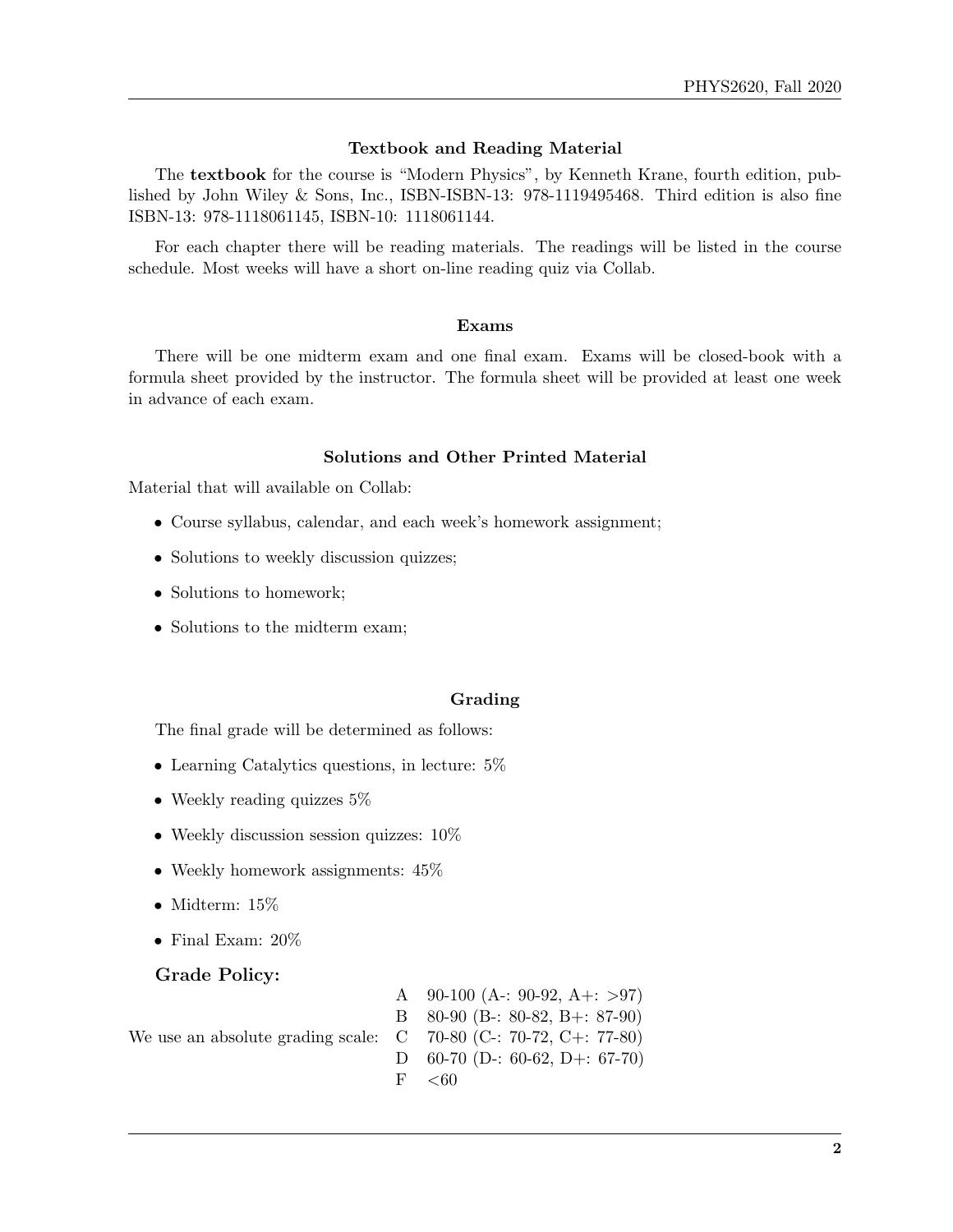### Textbook and Reading Material

The **textbook** for the course is "Modern Physics", by Kenneth Krane, fourth edition, published by John Wiley & Sons, Inc., ISBN-ISBN-13: 978-1119495468. Third edition is also fine ISBN-13: 978-1118061145, ISBN-10: 1118061144.

For each chapter there will be reading materials. The readings will be listed in the course schedule. Most weeks will have a short on-line reading quiz via Collab.

### Exams

There will be one midterm exam and one final exam. Exams will be closed-book with a formula sheet provided by the instructor. The formula sheet will be provided at least one week in advance of each exam.

### Solutions and Other Printed Material

Material that will available on Collab:

- Course syllabus, calendar, and each week's homework assignment;
- Solutions to weekly discussion quizzes;
- Solutions to homework;
- Solutions to the midterm exam;

### Grading

The final grade will be determined as follows:

- Learning Catalytics questions, in lecture: 5%
- Weekly reading quizzes 5%
- Weekly discussion session quizzes: 10%
- Weekly homework assignments: 45%
- Midterm: 15%
- Final Exam: 20%

### Grade Policy:

We use an absolute grading scale:

| Grade | Range |
|---|---|
| A | 90-100 (A-: 90-92, A+: >97) |
| B | 80-90 (B-: 80-82, B+: 87-90) |
| C | 70-80 (C-: 70-72, C+: 77-80) |
| D | 60-70 (D-: 60-62, D+: 67-70) |
| F | <60 |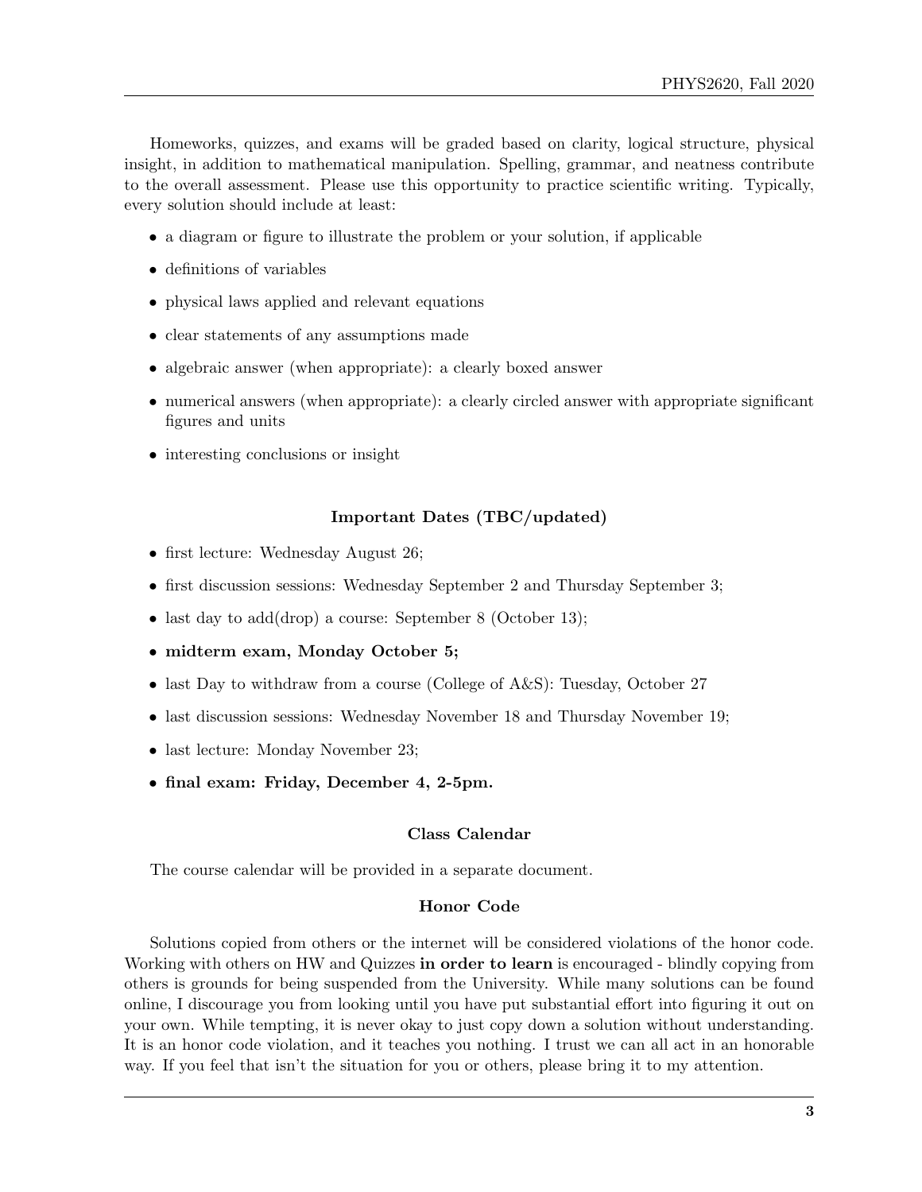Homeworks, quizzes, and exams will be graded based on clarity, logical structure, physical insight, in addition to mathematical manipulation. Spelling, grammar, and neatness contribute to the overall assessment. Please use this opportunity to practice scientific writing. Typically, every solution should include at least:

- a diagram or figure to illustrate the problem or your solution, if applicable
- definitions of variables
- physical laws applied and relevant equations
- clear statements of any assumptions made
- algebraic answer (when appropriate): a clearly boxed answer
- numerical answers (when appropriate): a clearly circled answer with appropriate significant figures and units
- interesting conclusions or insight

### Important Dates (TBC/updated)

- first lecture: Wednesday August 26;
- first discussion sessions: Wednesday September 2 and Thursday September 3;
- last day to add(drop) a course: September 8 (October 13);
- **midterm exam, Monday October 5;**
- last Day to withdraw from a course (College of A&S): Tuesday, October 27
- last discussion sessions: Wednesday November 18 and Thursday November 19;
- last lecture: Monday November 23;
- **final exam: Friday, December 4, 2-5pm.**

### Class Calendar

The course calendar will be provided in a separate document.

### Honor Code

Solutions copied from others or the internet will be considered violations of the honor code. Working with others on HW and Quizzes **in order to learn** is encouraged - blindly copying from others is grounds for being suspended from the University. While many solutions can be found online, I discourage you from looking until you have put substantial effort into figuring it out on your own. While tempting, it is never okay to just copy down a solution without understanding. It is an honor code violation, and it teaches you nothing. I trust we can all act in an honorable way. If you feel that isn't the situation for you or others, please bring it to my attention.